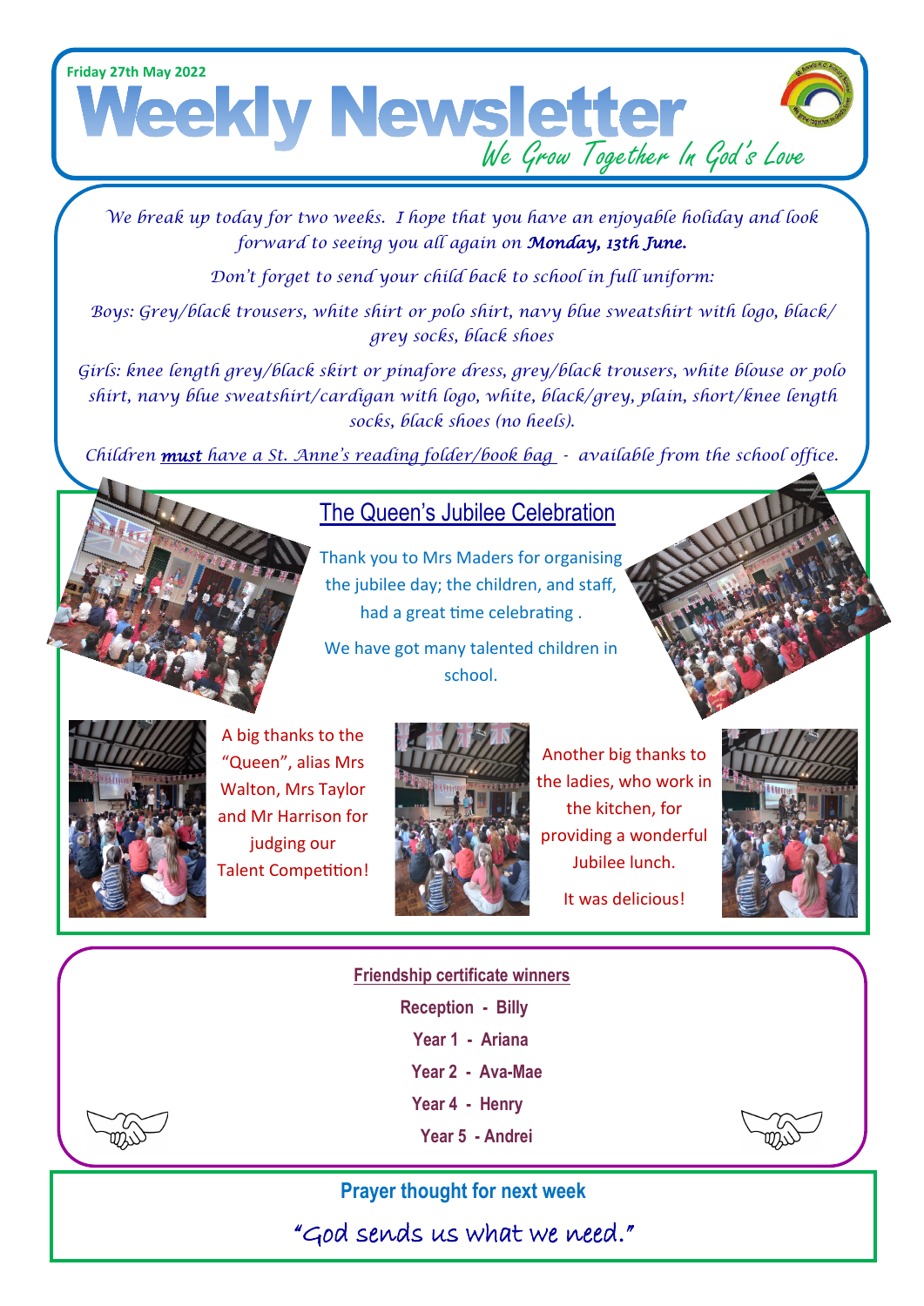Friday 27th May 2022

# Weekly Newsletter

*We Grow Together In God's Love*

*We break up today for two weeks. I hope that you have an enjoyable holiday and look forward to seeing you all again on* ***Monday, 13th June.***

*Don't forget to send your child back to school in full uniform:*

*Boys: Grey/black trousers, white shirt or polo shirt, navy blue sweatshirt with logo, black/grey socks, black shoes*

*Girls: knee length grey/black skirt or pinafore dress, grey/black trousers, white blouse or polo shirt, navy blue sweatshirt/cardigan with logo, white, black/grey, plain, short/knee length socks, black shoes (no heels).*

*Children* ***must*** *have a St. Anne's reading folder/book bag - available from the school office.*

## The Queen's Jubilee Celebration

Thank you to Mrs Maders for organising the jubilee day; the children, and staff, had a great time celebrating .

We have got many talented children in school.

A big thanks to the "Queen", alias Mrs Walton, Mrs Taylor and Mr Harrison for judging our Talent Competition!

Another big thanks to the ladies, who work in the kitchen, for providing a wonderful Jubilee lunch.

It was delicious!

## Friendship certificate winners

**Reception - Billy**

**Year 1 - Ariana**

**Year 2 - Ava-Mae**

**Year 4 - Henry**

**Year 5 - Andrei**

## Prayer thought for next week

"God sends us what we need."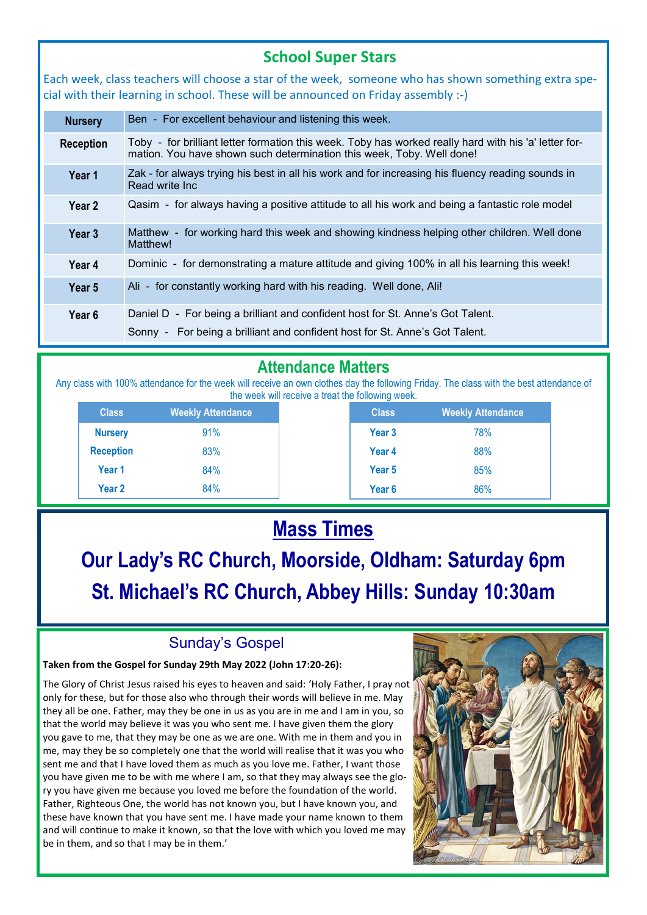## School Super Stars

Each week, class teachers will choose a star of the week, someone who has shown something extra special with their learning in school. These will be announced on Friday assembly :-)

| | |
|---|---|
| **Nursery** | Ben - For excellent behaviour and listening this week. |
| **Reception** | Toby - for brilliant letter formation this week. Toby has worked really hard with his 'a' letter formation. You have shown such determination this week, Toby. Well done! |
| **Year 1** | Zak - for always trying his best in all his work and for increasing his fluency reading sounds in Read write Inc |
| **Year 2** | Qasim - for always having a positive attitude to all his work and being a fantastic role model |
| **Year 3** | Matthew - for working hard this week and showing kindness helping other children. Well done Matthew! |
| **Year 4** | Dominic - for demonstrating a mature attitude and giving 100% in all his learning this week! |
| **Year 5** | Ali - for constantly working hard with his reading. Well done, Ali! |
| **Year 6** | Daniel D - For being a brilliant and confident host for St. Anne's Got Talent.<br>Sonny - For being a brilliant and confident host for St. Anne's Got Talent. |

## Attendance Matters

Any class with 100% attendance for the week will receive an own clothes day the following Friday. The class with the best attendance of the week will receive a treat the following week.

| Class | Weekly Attendance |
|---|---|
| **Nursery** | 91% |
| **Reception** | 83% |
| **Year 1** | 84% |
| **Year 2** | 84% |

| Class | Weekly Attendance |
|---|---|
| **Year 3** | 78% |
| **Year 4** | 88% |
| **Year 5** | 85% |
| **Year 6** | 86% |

## Mass Times

**Our Lady's RC Church, Moorside, Oldham: Saturday 6pm**

**St. Michael's RC Church, Abbey Hills: Sunday 10:30am**

## Sunday's Gospel

**Taken from the Gospel for Sunday 29th May 2022 (John 17:20-26):**

The Glory of Christ Jesus raised his eyes to heaven and said: 'Holy Father, I pray not only for these, but for those also who through their words will believe in me. May they all be one. Father, may they be one in us as you are in me and I am in you, so that the world may believe it was you who sent me. I have given them the glory you gave to me, that they may be one as we are one. With me in them and you in me, may they be so completely one that the world will realise that it was you who sent me and that I have loved them as much as you love me. Father, I want those you have given me to be with me where I am, so that they may always see the glory you have given me because you loved me before the foundation of the world. Father, Righteous One, the world has not known you, but I have known you, and these have known that you have sent me. I have made your name known to them and will continue to make it known, so that the love with which you loved me may be in them, and so that I may be in them.'